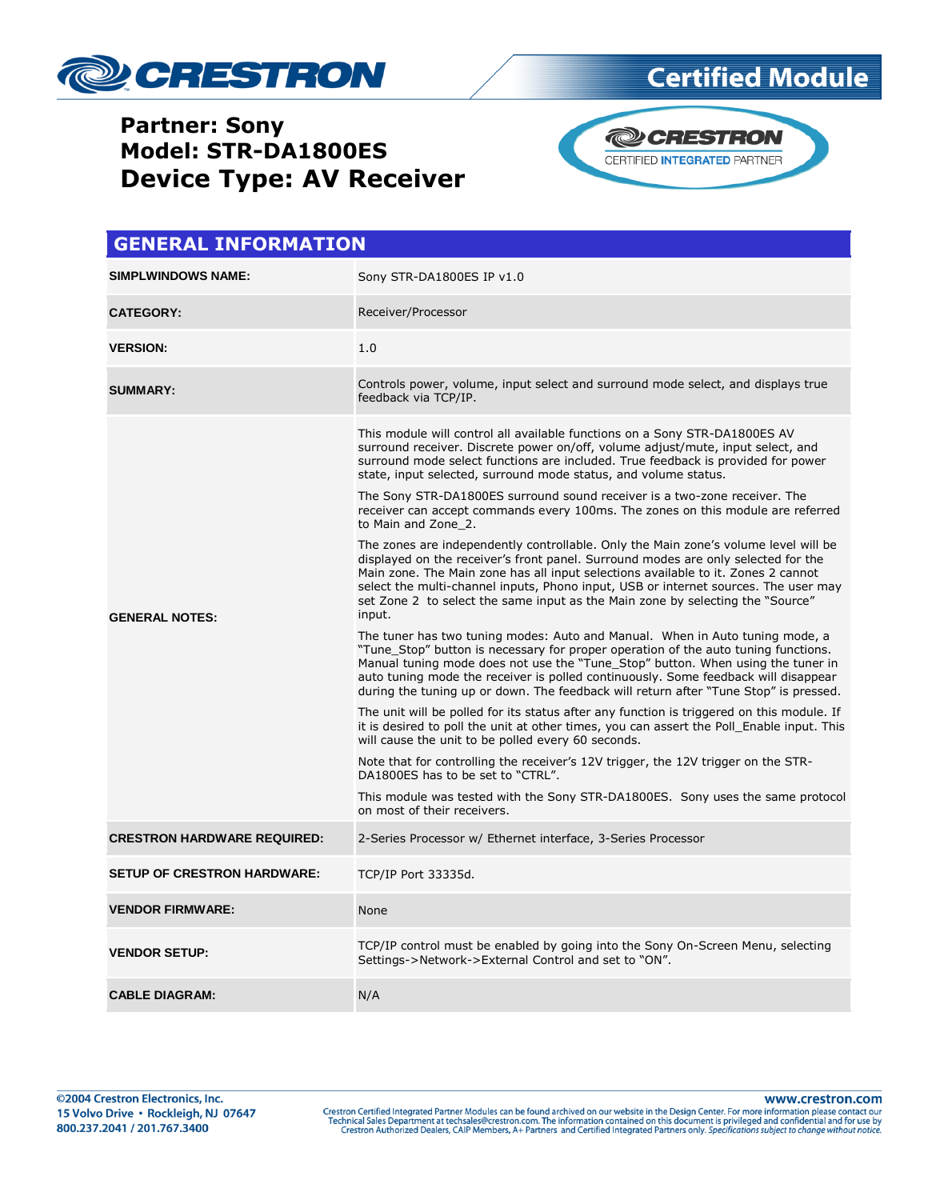# Partner: Sony
# Model: STR-DA1800ES
# Device Type: AV Receiver

Certified Module

## GENERAL INFORMATION

| | |
|---|---|
| **SIMPLWINDOWS NAME:** | Sony STR-DA1800ES IP v1.0 |
| **CATEGORY:** | Receiver/Processor |
| **VERSION:** | 1.0 |
| **SUMMARY:** | Controls power, volume, input select and surround mode select, and displays true feedback via TCP/IP. |
| **GENERAL NOTES:** | This module will control all available functions on a Sony STR-DA1800ES AV surround receiver. Discrete power on/off, volume adjust/mute, input select, and surround mode select functions are included. True feedback is provided for power state, input selected, surround mode status, and volume status.<br><br>The Sony STR-DA1800ES surround sound receiver is a two-zone receiver. The receiver can accept commands every 100ms. The zones on this module are referred to Main and Zone_2.<br><br>The zones are independently controllable. Only the Main zone's volume level will be displayed on the receiver's front panel. Surround modes are only selected for the Main zone. The Main zone has all input selections available to it. Zones 2 cannot select the multi-channel inputs, Phono input, USB or internet sources. The user may set Zone 2 to select the same input as the Main zone by selecting the "Source" input.<br><br>The tuner has two tuning modes: Auto and Manual. When in Auto tuning mode, a "Tune_Stop" button is necessary for proper operation of the auto tuning functions. Manual tuning mode does not use the "Tune_Stop" button. When using the tuner in auto tuning mode the receiver is polled continuously. Some feedback will disappear during the tuning up or down. The feedback will return after "Tune Stop" is pressed.<br><br>The unit will be polled for its status after any function is triggered on this module. If it is desired to poll the unit at other times, you can assert the Poll_Enable input. This will cause the unit to be polled every 60 seconds.<br><br>Note that for controlling the receiver's 12V trigger, the 12V trigger on the STR-DA1800ES has to be set to "CTRL".<br><br>This module was tested with the Sony STR-DA1800ES. Sony uses the same protocol on most of their receivers. |
| **CRESTRON HARDWARE REQUIRED:** | 2-Series Processor w/ Ethernet interface, 3-Series Processor |
| **SETUP OF CRESTRON HARDWARE:** | TCP/IP Port 33335d. |
| **VENDOR FIRMWARE:** | None |
| **VENDOR SETUP:** | TCP/IP control must be enabled by going into the Sony On-Screen Menu, selecting Settings->Network->External Control and set to "ON". |
| **CABLE DIAGRAM:** | N/A |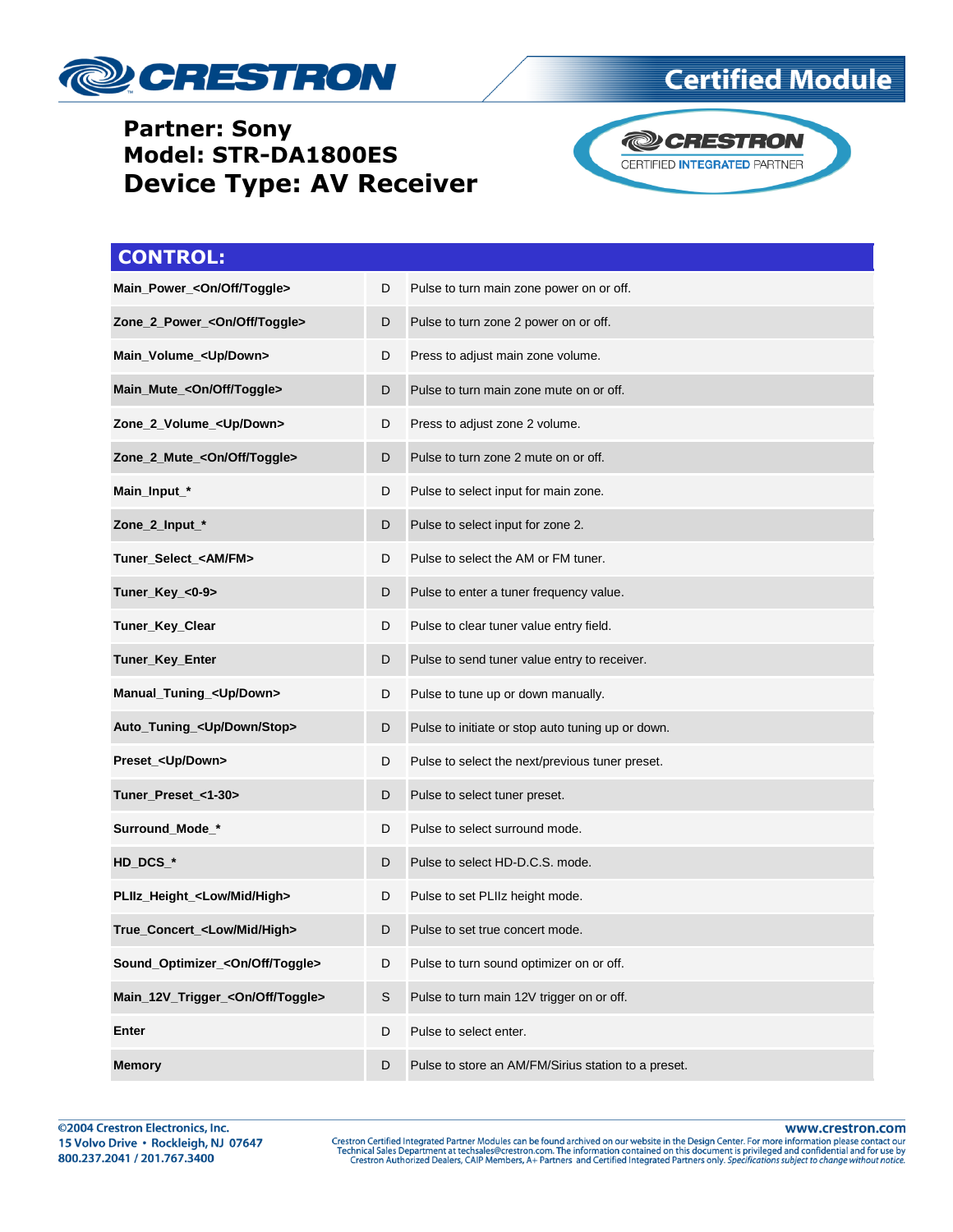**Partner: Sony**
**Model: STR-DA1800ES**
**Device Type: AV Receiver**

## CONTROL:

| | | |
|---|---|---|
| **Main_Power_<On/Off/Toggle>** | D | Pulse to turn main zone power on or off. |
| **Zone_2_Power_<On/Off/Toggle>** | D | Pulse to turn zone 2 power on or off. |
| **Main_Volume_<Up/Down>** | D | Press to adjust main zone volume. |
| **Main_Mute_<On/Off/Toggle>** | D | Pulse to turn main zone mute on or off. |
| **Zone_2_Volume_<Up/Down>** | D | Press to adjust zone 2 volume. |
| **Zone_2_Mute_<On/Off/Toggle>** | D | Pulse to turn zone 2 mute on or off. |
| **Main_Input_*** | D | Pulse to select input for main zone. |
| **Zone_2_Input_*** | D | Pulse to select input for zone 2. |
| **Tuner_Select_<AM/FM>** | D | Pulse to select the AM or FM tuner. |
| **Tuner_Key_<0-9>** | D | Pulse to enter a tuner frequency value. |
| **Tuner_Key_Clear** | D | Pulse to clear tuner value entry field. |
| **Tuner_Key_Enter** | D | Pulse to send tuner value entry to receiver. |
| **Manual_Tuning_<Up/Down>** | D | Pulse to tune up or down manually. |
| **Auto_Tuning_<Up/Down/Stop>** | D | Pulse to initiate or stop auto tuning up or down. |
| **Preset_<Up/Down>** | D | Pulse to select the next/previous tuner preset. |
| **Tuner_Preset_<1-30>** | D | Pulse to select tuner preset. |
| **Surround_Mode_*** | D | Pulse to select surround mode. |
| **HD_DCS_*** | D | Pulse to select HD-D.C.S. mode. |
| **PLIIz_Height_<Low/Mid/High>** | D | Pulse to set PLIIz height mode. |
| **True_Concert_<Low/Mid/High>** | D | Pulse to set true concert mode. |
| **Sound_Optimizer_<On/Off/Toggle>** | D | Pulse to turn sound optimizer on or off. |
| **Main_12V_Trigger_<On/Off/Toggle>** | S | Pulse to turn main 12V trigger on or off. |
| **Enter** | D | Pulse to select enter. |
| **Memory** | D | Pulse to store an AM/FM/Sirius station to a preset. |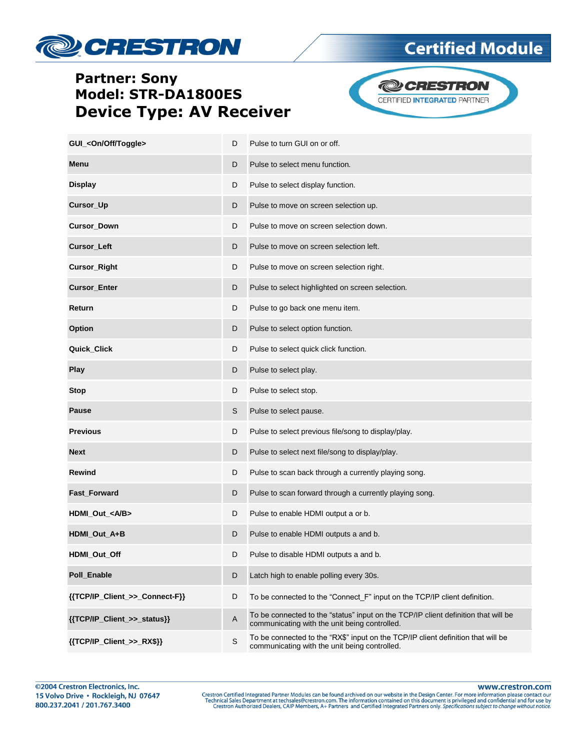**Partner: Sony**
**Model: STR-DA1800ES**
**Device Type: AV Receiver**

| | | |
|---|---|---|
| **GUI_<On/Off/Toggle>** | D | Pulse to turn GUI on or off. |
| **Menu** | D | Pulse to select menu function. |
| **Display** | D | Pulse to select display function. |
| **Cursor_Up** | D | Pulse to move on screen selection up. |
| **Cursor_Down** | D | Pulse to move on screen selection down. |
| **Cursor_Left** | D | Pulse to move on screen selection left. |
| **Cursor_Right** | D | Pulse to move on screen selection right. |
| **Cursor_Enter** | D | Pulse to select highlighted on screen selection. |
| **Return** | D | Pulse to go back one menu item. |
| **Option** | D | Pulse to select option function. |
| **Quick_Click** | D | Pulse to select quick click function. |
| **Play** | D | Pulse to select play. |
| **Stop** | D | Pulse to select stop. |
| **Pause** | S | Pulse to select pause. |
| **Previous** | D | Pulse to select previous file/song to display/play. |
| **Next** | D | Pulse to select next file/song to display/play. |
| **Rewind** | D | Pulse to scan back through a currently playing song. |
| **Fast_Forward** | D | Pulse to scan forward through a currently playing song. |
| **HDMI_Out_<A/B>** | D | Pulse to enable HDMI output a or b. |
| **HDMI_Out_A+B** | D | Pulse to enable HDMI outputs a and b. |
| **HDMI_Out_Off** | D | Pulse to disable HDMI outputs a and b. |
| **Poll_Enable** | D | Latch high to enable polling every 30s. |
| **{{TCP/IP_Client_>>_Connect-F}}** | D | To be connected to the "Connect_F" input on the TCP/IP client definition. |
| **{{TCP/IP_Client_>>_status}}** | A | To be connected to the "status" input on the TCP/IP client definition that will be communicating with the unit being controlled. |
| **{{TCP/IP_Client_>>_RX$}}** | S | To be connected to the "RX$" input on the TCP/IP client definition that will be communicating with the unit being controlled. |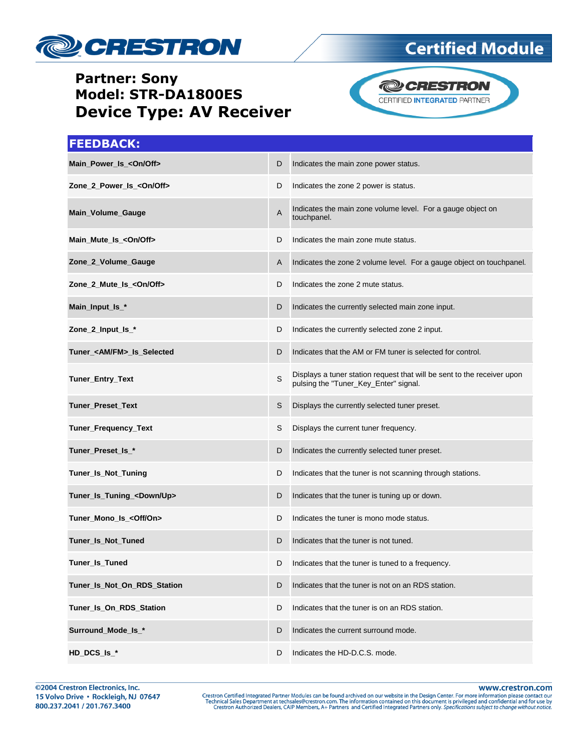**Partner: Sony**
**Model: STR-DA1800ES**
**Device Type: AV Receiver**

## FEEDBACK:

| | | |
|---|---|---|
| **Main_Power_Is_<On/Off>** | D | Indicates the main zone power status. |
| **Zone_2_Power_Is_<On/Off>** | D | Indicates the zone 2 power is status. |
| **Main_Volume_Gauge** | A | Indicates the main zone volume level. For a gauge object on touchpanel. |
| **Main_Mute_Is_<On/Off>** | D | Indicates the main zone mute status. |
| **Zone_2_Volume_Gauge** | A | Indicates the zone 2 volume level. For a gauge object on touchpanel. |
| **Zone_2_Mute_Is_<On/Off>** | D | Indicates the zone 2 mute status. |
| **Main_Input_Is_*** | D | Indicates the currently selected main zone input. |
| **Zone_2_Input_Is_*** | D | Indicates the currently selected zone 2 input. |
| **Tuner_<AM/FM>_Is_Selected** | D | Indicates that the AM or FM tuner is selected for control. |
| **Tuner_Entry_Text** | S | Displays a tuner station request that will be sent to the receiver upon pulsing the "Tuner_Key_Enter" signal. |
| **Tuner_Preset_Text** | S | Displays the currently selected tuner preset. |
| **Tuner_Frequency_Text** | S | Displays the current tuner frequency. |
| **Tuner_Preset_Is_*** | D | Indicates the currently selected tuner preset. |
| **Tuner_Is_Not_Tuning** | D | Indicates that the tuner is not scanning through stations. |
| **Tuner_Is_Tuning_<Down/Up>** | D | Indicates that the tuner is tuning up or down. |
| **Tuner_Mono_Is_<Off/On>** | D | Indicates the tuner is mono mode status. |
| **Tuner_Is_Not_Tuned** | D | Indicates that the tuner is not tuned. |
| **Tuner_Is_Tuned** | D | Indicates that the tuner is tuned to a frequency. |
| **Tuner_Is_Not_On_RDS_Station** | D | Indicates that the tuner is not on an RDS station. |
| **Tuner_Is_On_RDS_Station** | D | Indicates that the tuner is on an RDS station. |
| **Surround_Mode_Is_*** | D | Indicates the current surround mode. |
| **HD_DCS_Is_*** | D | Indicates the HD-D.C.S. mode. |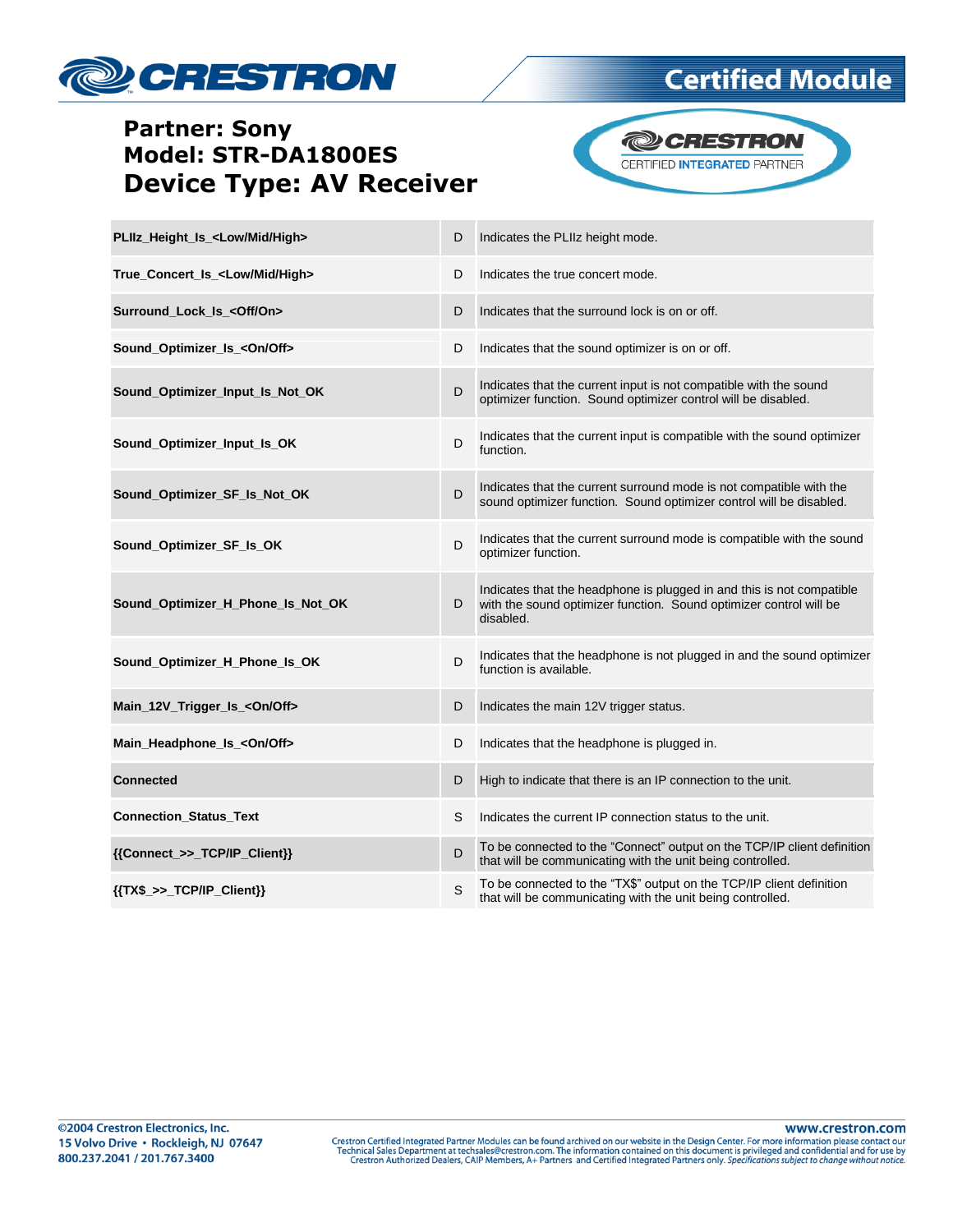**Partner: Sony**
**Model: STR-DA1800ES**
**Device Type: AV Receiver**

| | | |
|---|---|---|
| **PLIIz_Height_Is_<Low/Mid/High>** | D | Indicates the PLIIz height mode. |
| **True_Concert_Is_<Low/Mid/High>** | D | Indicates the true concert mode. |
| **Surround_Lock_Is_<Off/On>** | D | Indicates that the surround lock is on or off. |
| **Sound_Optimizer_Is_<On/Off>** | D | Indicates that the sound optimizer is on or off. |
| **Sound_Optimizer_Input_Is_Not_OK** | D | Indicates that the current input is not compatible with the sound optimizer function. Sound optimizer control will be disabled. |
| **Sound_Optimizer_Input_Is_OK** | D | Indicates that the current input is compatible with the sound optimizer function. |
| **Sound_Optimizer_SF_Is_Not_OK** | D | Indicates that the current surround mode is not compatible with the sound optimizer function. Sound optimizer control will be disabled. |
| **Sound_Optimizer_SF_Is_OK** | D | Indicates that the current surround mode is compatible with the sound optimizer function. |
| **Sound_Optimizer_H_Phone_Is_Not_OK** | D | Indicates that the headphone is plugged in and this is not compatible with the sound optimizer function. Sound optimizer control will be disabled. |
| **Sound_Optimizer_H_Phone_Is_OK** | D | Indicates that the headphone is not plugged in and the sound optimizer function is available. |
| **Main_12V_Trigger_Is_<On/Off>** | D | Indicates the main 12V trigger status. |
| **Main_Headphone_Is_<On/Off>** | D | Indicates that the headphone is plugged in. |
| **Connected** | D | High to indicate that there is an IP connection to the unit. |
| **Connection_Status_Text** | S | Indicates the current IP connection status to the unit. |
| **{{Connect_>>_TCP/IP_Client}}** | D | To be connected to the "Connect" output on the TCP/IP client definition that will be communicating with the unit being controlled. |
| **{{TX$_>>_TCP/IP_Client}}** | S | To be connected to the "TX$" output on the TCP/IP client definition that will be communicating with the unit being controlled. |

©2004 Crestron Electronics, Inc.
15 Volvo Drive • Rockleigh, NJ 07647
800.237.2041 / 201.767.3400

www.crestron.com
Crestron Certified Integrated Partner Modules can be found archived on our website in the Design Center. For more information please contact our Technical Sales Department at techsales@crestron.com. The information contained on this document is privileged and confidential and for use by Crestron Authorized Dealers, CAIP Members, A+ Partners and Certified Integrated Partners only. *Specifications subject to change without notice.*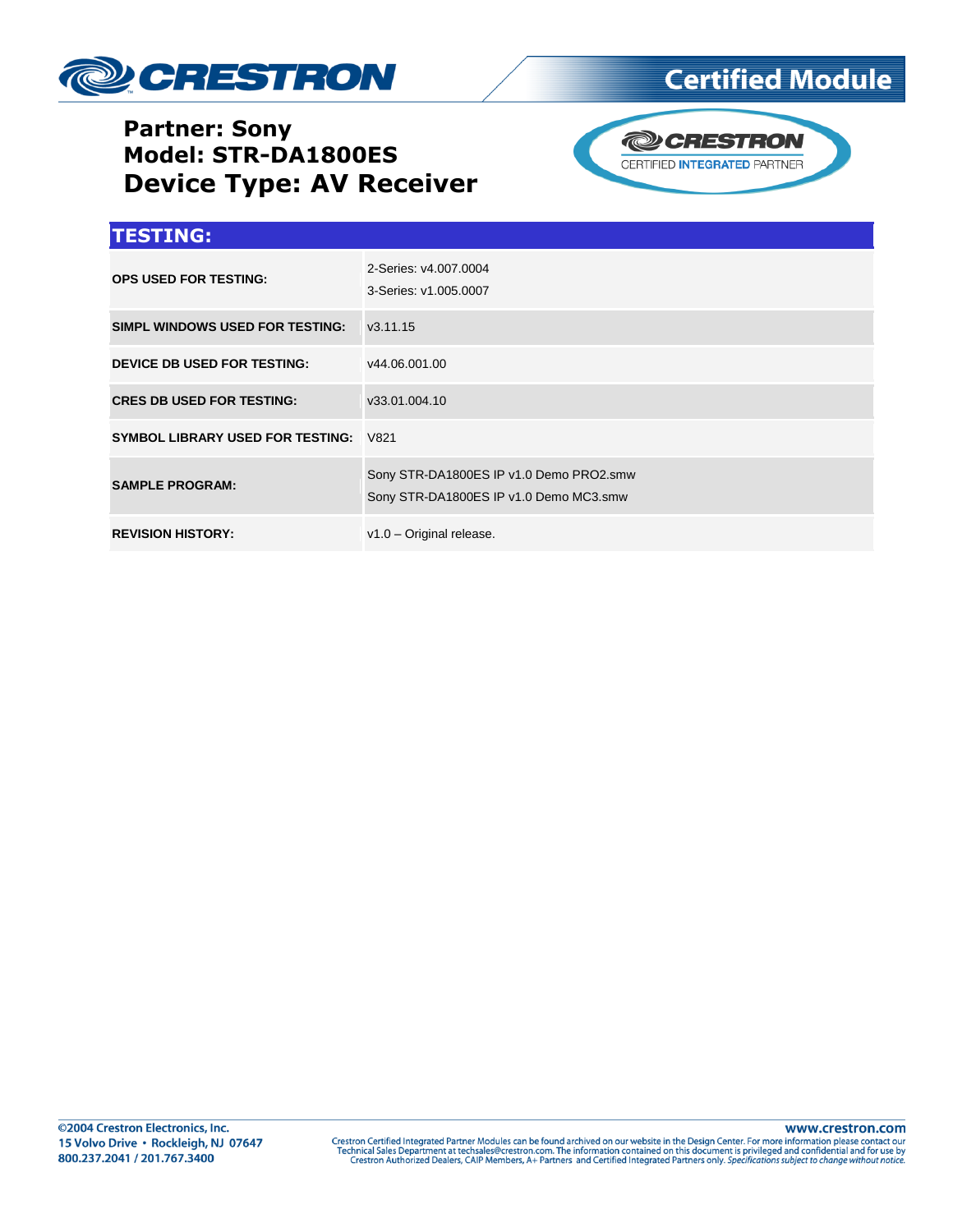**Partner: Sony**
**Model: STR-DA1800ES**
**Device Type: AV Receiver**

## TESTING:

| | |
|---|---|
| **OPS USED FOR TESTING:** | 2-Series: v4.007.0004<br>3-Series: v1.005.0007 |
| **SIMPL WINDOWS USED FOR TESTING:** | v3.11.15 |
| **DEVICE DB USED FOR TESTING:** | v44.06.001.00 |
| **CRES DB USED FOR TESTING:** | v33.01.004.10 |
| **SYMBOL LIBRARY USED FOR TESTING:** | V821 |
| **SAMPLE PROGRAM:** | Sony STR-DA1800ES IP v1.0 Demo PRO2.smw<br>Sony STR-DA1800ES IP v1.0 Demo MC3.smw |
| **REVISION HISTORY:** | v1.0 – Original release. |